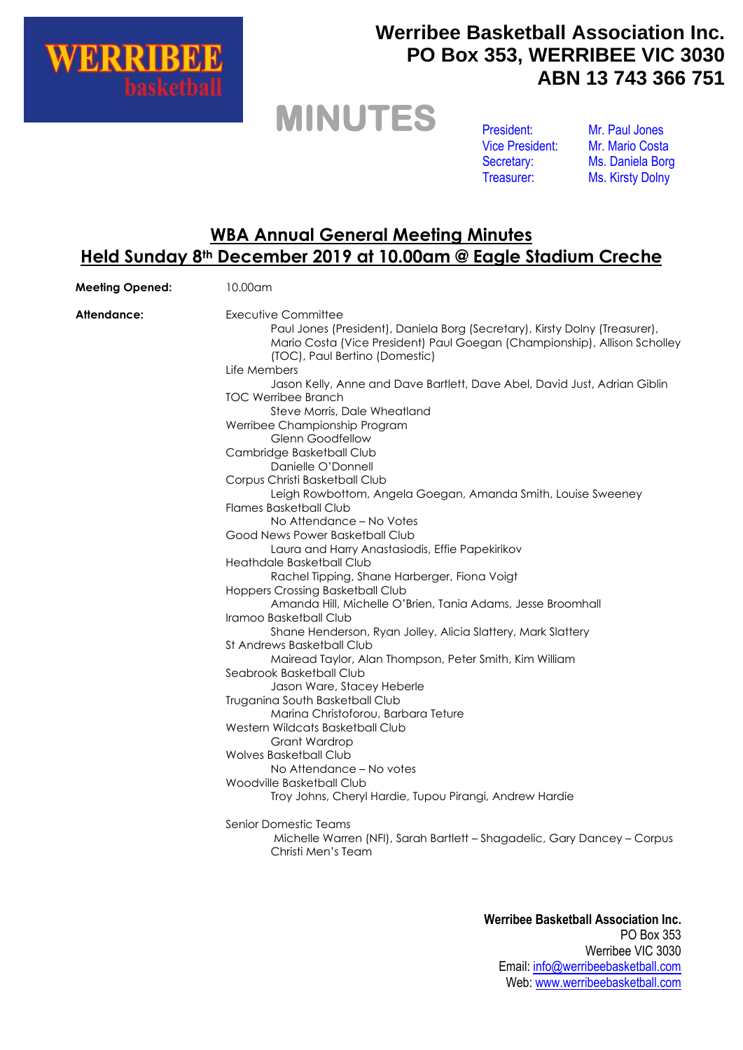WERRIBEE basketball

# Werribee Basketball Association Inc.
## PO Box 353, WERRIBEE VIC 3030
## ABN 13 743 366 751

# MINUTES

| | |
|---|---|
| President: | Mr. Paul Jones |
| Vice President: | Mr. Mario Costa |
| Secretary: | Ms. Daniela Borg |
| Treasurer: | Ms. Kirsty Dolny |

## WBA Annual General Meeting Minutes
## Held Sunday 8th December 2019 at 10.00am @ Eagle Stadium Creche

**Meeting Opened:** 10.00am

**Attendance:**

Executive Committee
- Paul Jones (President), Daniela Borg (Secretary), Kirsty Dolny (Treasurer), Mario Costa (Vice President) Paul Goegan (Championship), Allison Scholley (TOC), Paul Bertino (Domestic)

Life Members
- Jason Kelly, Anne and Dave Bartlett, Dave Abel, David Just, Adrian Giblin

TOC Werribee Branch
- Steve Morris, Dale Wheatland

Werribee Championship Program
- Glenn Goodfellow

Cambridge Basketball Club
- Danielle O'Donnell

Corpus Christi Basketball Club
- Leigh Rowbottom, Angela Goegan, Amanda Smith, Louise Sweeney

Flames Basketball Club
- No Attendance – No Votes

Good News Power Basketball Club
- Laura and Harry Anastasiodis, Effie Papekirikov

Heathdale Basketball Club
- Rachel Tipping, Shane Harberger, Fiona Voigt

Hoppers Crossing Basketball Club
- Amanda Hill, Michelle O'Brien, Tania Adams, Jesse Broomhall

Iramoo Basketball Club
- Shane Henderson, Ryan Jolley, Alicia Slattery, Mark Slattery

St Andrews Basketball Club
- Mairead Taylor, Alan Thompson, Peter Smith, Kim William

Seabrook Basketball Club
- Jason Ware, Stacey Heberle

Truganina South Basketball Club
- Marina Christoforou, Barbara Teture

Western Wildcats Basketball Club
- Grant Wardrop

Wolves Basketball Club
- No Attendance – No votes

Woodville Basketball Club
- Troy Johns, Cheryl Hardie, Tupou Pirangi, Andrew Hardie

Senior Domestic Teams
- Michelle Warren (NFI), Sarah Bartlett – Shagadelic, Gary Dancey – Corpus Christi Men's Team

**Werribee Basketball Association Inc.**
PO Box 353
Werribee VIC 3030
Email: info@werribeebasketball.com
Web: www.werribeebasketball.com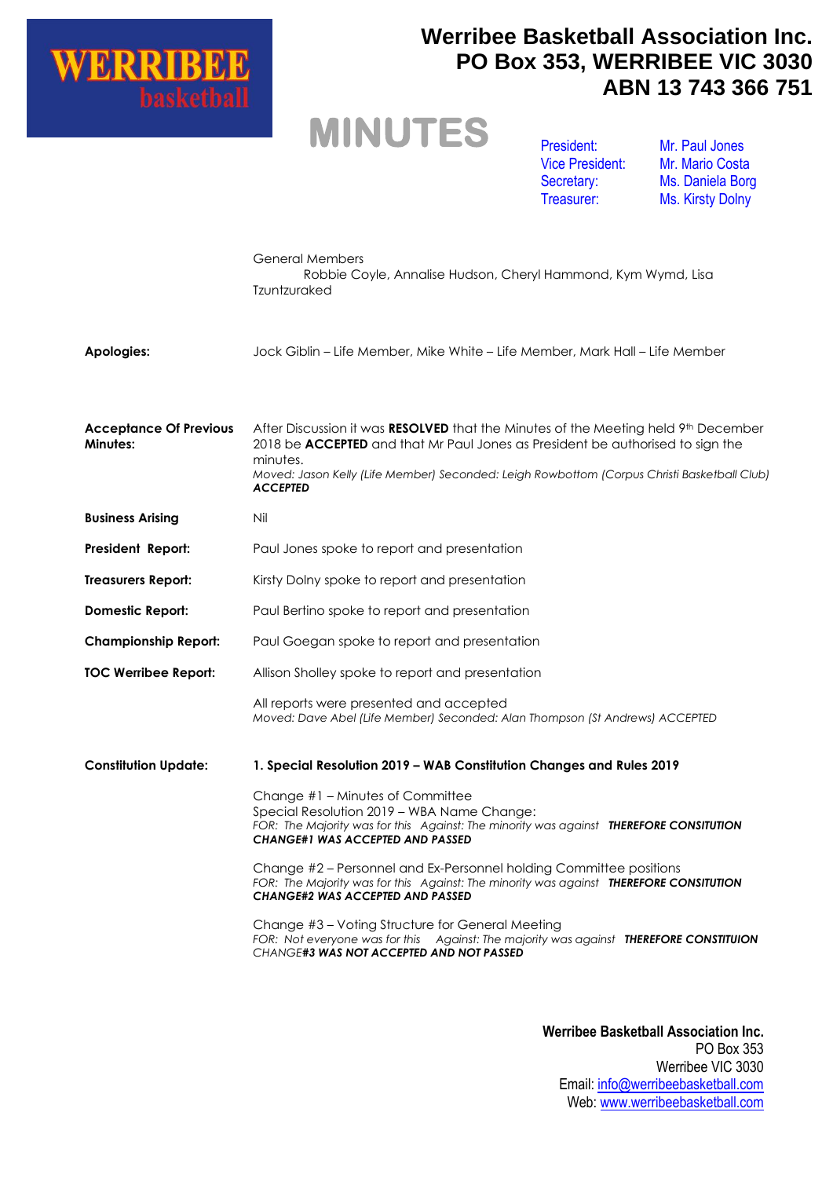**Werribee Basketball Association Inc.**
**PO Box 353, WERRIBEE VIC 3030**
**ABN 13 743 366 751**

WERRIBEE basketball

# MINUTES

President: Mr. Paul Jones
Vice President: Mr. Mario Costa
Secretary: Ms. Daniela Borg
Treasurer: Ms. Kirsty Dolny

General Members
Robbie Coyle, Annalise Hudson, Cheryl Hammond, Kym Wymd, Lisa Tzuntzuraked

**Apologies:** Jock Giblin – Life Member, Mike White – Life Member, Mark Hall – Life Member

**Acceptance Of Previous Minutes:** After Discussion it was **RESOLVED** that the Minutes of the Meeting held 9th December 2018 be **ACCEPTED** and that Mr Paul Jones as President be authorised to sign the minutes.
*Moved: Jason Kelly (Life Member) Seconded: Leigh Rowbottom (Corpus Christi Basketball Club)* ***ACCEPTED***

**Business Arising** Nil

**President Report:** Paul Jones spoke to report and presentation

**Treasurers Report:** Kirsty Dolny spoke to report and presentation

**Domestic Report:** Paul Bertino spoke to report and presentation

**Championship Report:** Paul Goegan spoke to report and presentation

**TOC Werribee Report:** Allison Sholley spoke to report and presentation

All reports were presented and accepted
*Moved: Dave Abel (Life Member) Seconded: Alan Thompson (St Andrews) ACCEPTED*

**Constitution Update:** **1. Special Resolution 2019 – WAB Constitution Changes and Rules 2019**

Change #1 – Minutes of Committee
Special Resolution 2019 – WBA Name Change:
*FOR: The Majority was for this Against: The minority was against* ***THEREFORE CONSITUTION CHANGE#1 WAS ACCEPTED AND PASSED***

Change #2 – Personnel and Ex-Personnel holding Committee positions
*FOR: The Majority was for this Against: The minority was against* ***THEREFORE CONSITUTION CHANGE#2 WAS ACCEPTED AND PASSED***

Change #3 – Voting Structure for General Meeting
*FOR: Not everyone was for this Against: The majority was against* ***THEREFORE CONSTITUION*** *CHANGE****#3 WAS NOT ACCEPTED AND NOT PASSED***

**Werribee Basketball Association Inc.**
PO Box 353
Werribee VIC 3030
Email: info@werribeebasketball.com
Web: www.werribeebasketball.com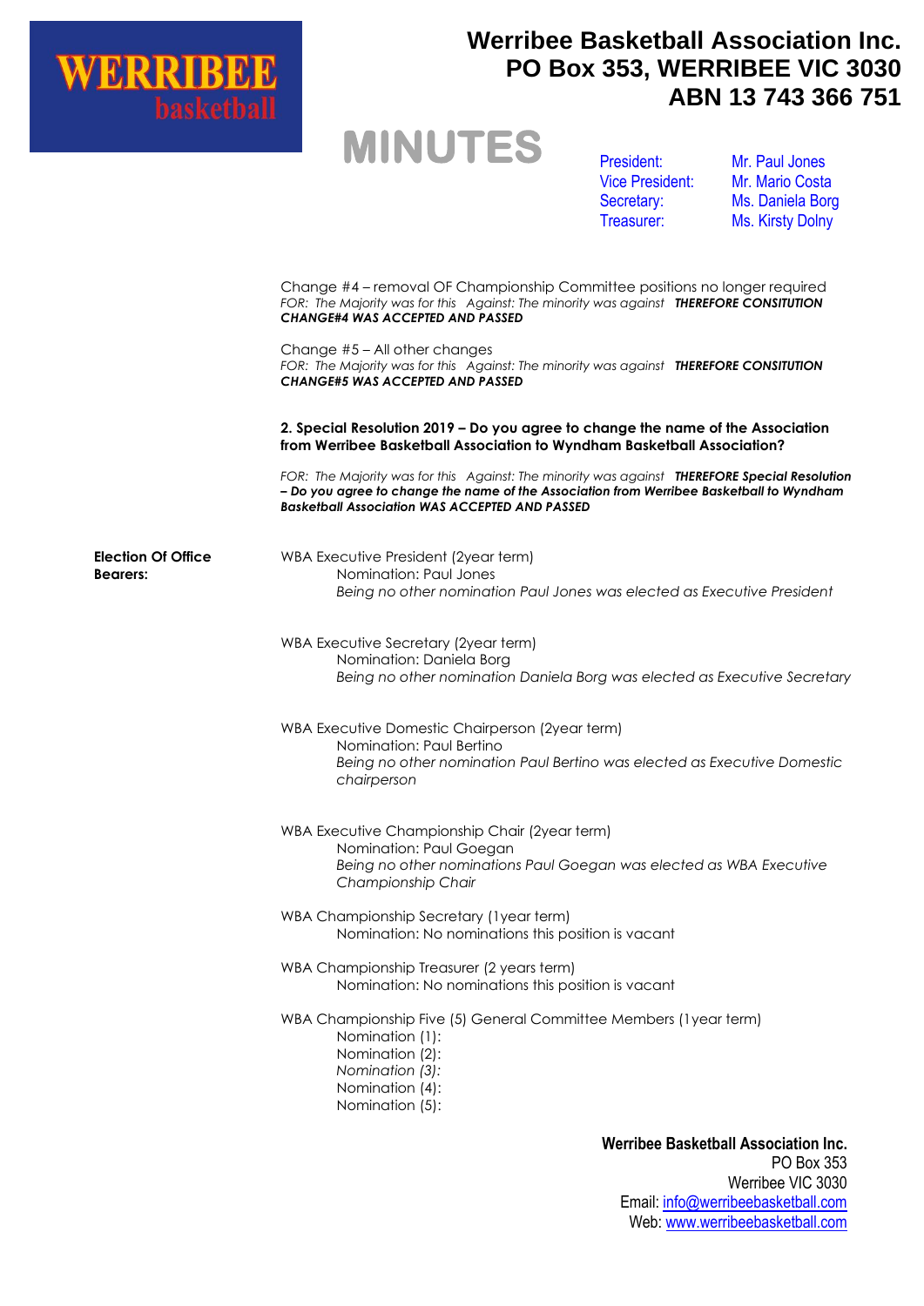Change #4 – removal OF Championship Committee positions no longer required
*FOR: The Majority was for this Against: The minority was against* ***THEREFORE CONSITUTION CHANGE#4 WAS ACCEPTED AND PASSED***

Change #5 – All other changes
*FOR: The Majority was for this Against: The minority was against* ***THEREFORE CONSITUTION CHANGE#5 WAS ACCEPTED AND PASSED***

**2. Special Resolution 2019 – Do you agree to change the name of the Association from Werribee Basketball Association to Wyndham Basketball Association?**

*FOR: The Majority was for this Against: The minority was against* ***THEREFORE Special Resolution – Do you agree to change the name of the Association from Werribee Basketball to Wyndham Basketball Association WAS ACCEPTED AND PASSED***

**Election Of Office Bearers:**

WBA Executive President (2year term)
Nomination: Paul Jones
*Being no other nomination Paul Jones was elected as Executive President*

WBA Executive Secretary (2year term)
Nomination: Daniela Borg
*Being no other nomination Daniela Borg was elected as Executive Secretary*

WBA Executive Domestic Chairperson (2year term)
Nomination: Paul Bertino
*Being no other nomination Paul Bertino was elected as Executive Domestic chairperson*

WBA Executive Championship Chair (2year term)
Nomination: Paul Goegan
*Being no other nominations Paul Goegan was elected as WBA Executive Championship Chair*

WBA Championship Secretary (1year term)
Nomination: No nominations this position is vacant

WBA Championship Treasurer (2 years term)
Nomination: No nominations this position is vacant

WBA Championship Five (5) General Committee Members (1year term)
Nomination (1):
Nomination (2):
*Nomination (3):*
Nomination (4):
Nomination (5):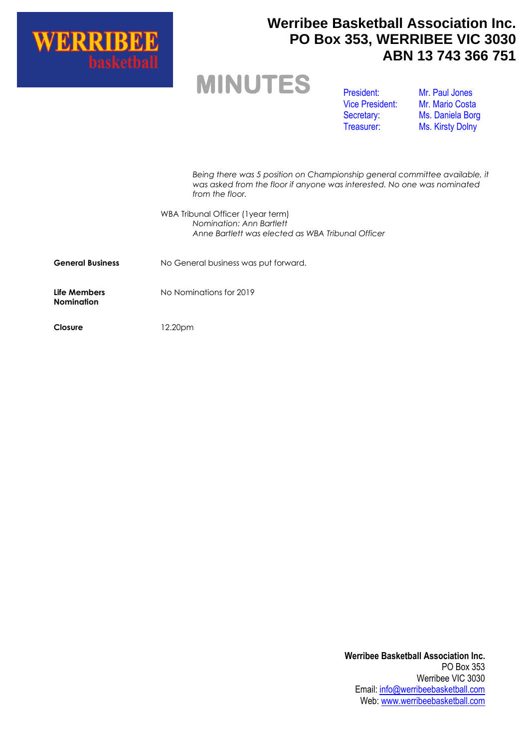# Werribee Basketball Association Inc.
**PO Box 353, WERRIBEE VIC 3030**
**ABN 13 743 366 751**

# MINUTES

| | |
|---|---|
| President: | Mr. Paul Jones |
| Vice President: | Mr. Mario Costa |
| Secretary: | Ms. Daniela Borg |
| Treasurer: | Ms. Kirsty Dolny |

*Being there was 5 position on Championship general committee available, it was asked from the floor if anyone was interested. No one was nominated from the floor.*

WBA Tribunal Officer (1year term)

*Nomination: Ann Bartlett*

*Anne Bartlett was elected as WBA Tribunal Officer*

**General Business** No General business was put forward.

**Life Members Nomination** No Nominations for 2019

**Closure** 12.20pm

**Werribee Basketball Association Inc.**
PO Box 353
Werribee VIC 3030
Email: info@werribeebasketball.com
Web: www.werribeebasketball.com